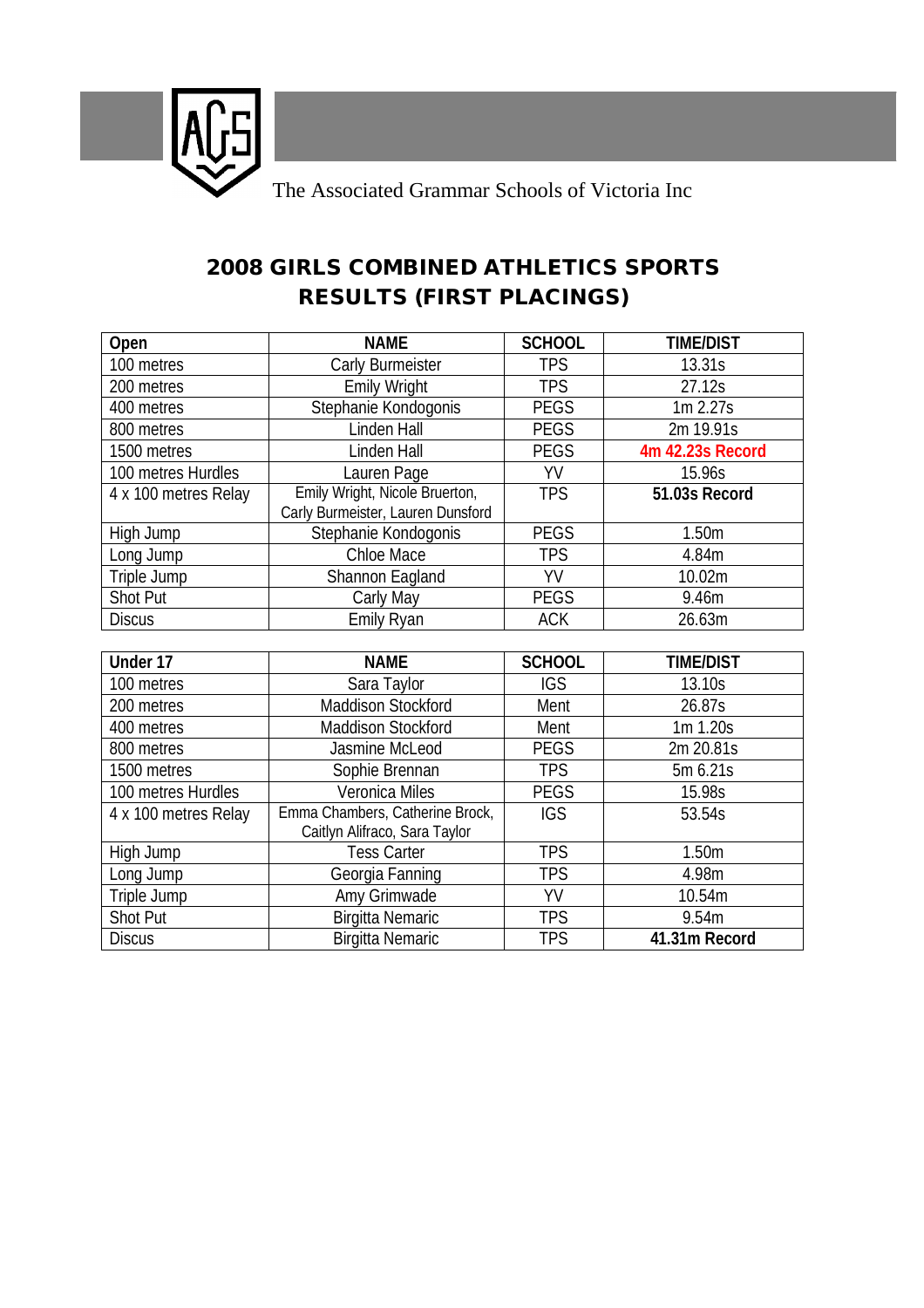The Associated Grammar Schools of Victoria Inc

# 2008 GIRLS COMBINED ATHLETICS SPORTS RESULTS (FIRST PLACINGS)

| Open | NAME | SCHOOL | TIME/DIST |
|---|---|---|---|
| 100 metres | Carly Burmeister | TPS | 13.31s |
| 200 metres | Emily Wright | TPS | 27.12s |
| 400 metres | Stephanie Kondogonis | PEGS | 1m 2.27s |
| 800 metres | Linden Hall | PEGS | 2m 19.91s |
| 1500 metres | Linden Hall | PEGS | **4m 42.23s Record** |
| 100 metres Hurdles | Lauren Page | YV | 15.96s |
| 4 x 100 metres Relay | Emily Wright, Nicole Bruerton, Carly Burmeister, Lauren Dunsford | TPS | **51.03s Record** |
| High Jump | Stephanie Kondogonis | PEGS | 1.50m |
| Long Jump | Chloe Mace | TPS | 4.84m |
| Triple Jump | Shannon Eagland | YV | 10.02m |
| Shot Put | Carly May | PEGS | 9.46m |
| Discus | Emily Ryan | ACK | 26.63m |

| Under 17 | NAME | SCHOOL | TIME/DIST |
|---|---|---|---|
| 100 metres | Sara Taylor | IGS | 13.10s |
| 200 metres | Maddison Stockford | Ment | 26.87s |
| 400 metres | Maddison Stockford | Ment | 1m 1.20s |
| 800 metres | Jasmine McLeod | PEGS | 2m 20.81s |
| 1500 metres | Sophie Brennan | TPS | 5m 6.21s |
| 100 metres Hurdles | Veronica Miles | PEGS | 15.98s |
| 4 x 100 metres Relay | Emma Chambers, Catherine Brock, Caitlyn Alifraco, Sara Taylor | IGS | 53.54s |
| High Jump | Tess Carter | TPS | 1.50m |
| Long Jump | Georgia Fanning | TPS | 4.98m |
| Triple Jump | Amy Grimwade | YV | 10.54m |
| Shot Put | Birgitta Nemaric | TPS | 9.54m |
| Discus | Birgitta Nemaric | TPS | **41.31m Record** |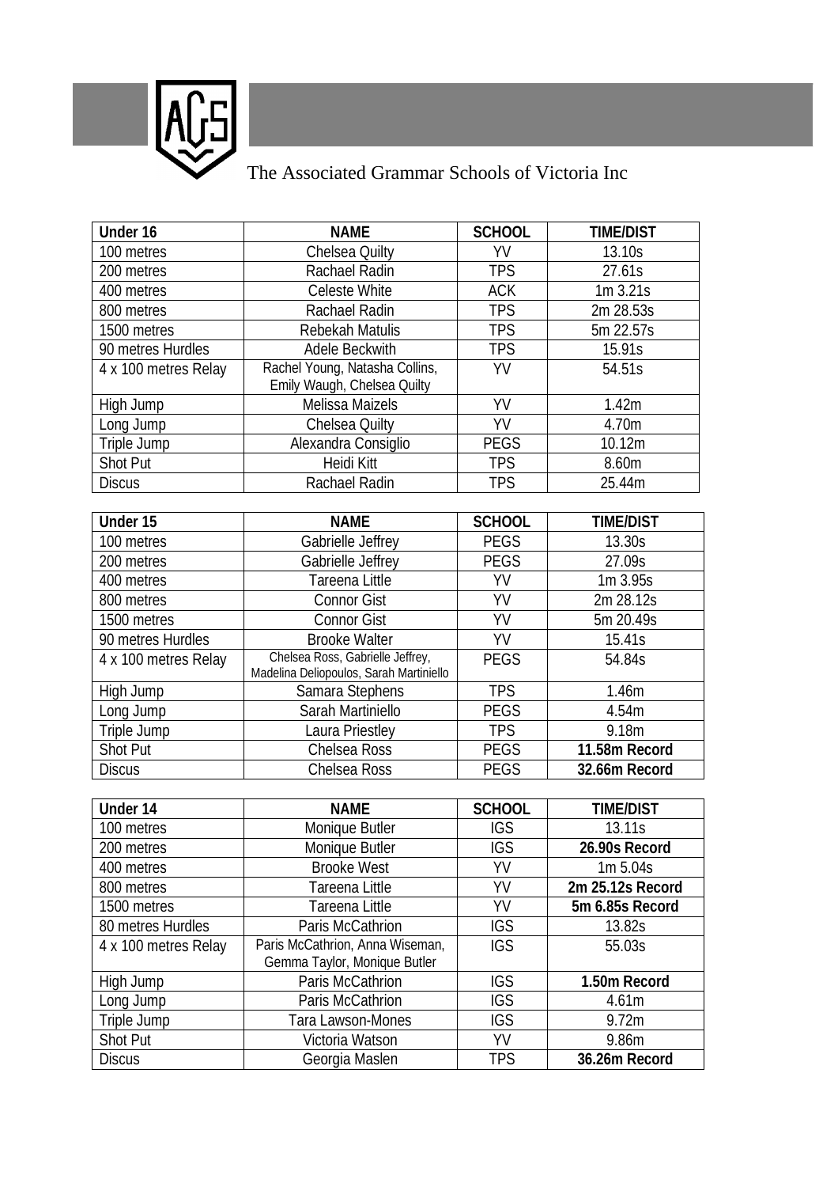The Associated Grammar Schools of Victoria Inc

| Under 16 | NAME | SCHOOL | TIME/DIST |
| --- | --- | --- | --- |
| 100 metres | Chelsea Quilty | YV | 13.10s |
| 200 metres | Rachael Radin | TPS | 27.61s |
| 400 metres | Celeste White | ACK | 1m 3.21s |
| 800 metres | Rachael Radin | TPS | 2m 28.53s |
| 1500 metres | Rebekah Matulis | TPS | 5m 22.57s |
| 90 metres Hurdles | Adele Beckwith | TPS | 15.91s |
| 4 x 100 metres Relay | Rachel Young, Natasha Collins, Emily Waugh, Chelsea Quilty | YV | 54.51s |
| High Jump | Melissa Maizels | YV | 1.42m |
| Long Jump | Chelsea Quilty | YV | 4.70m |
| Triple Jump | Alexandra Consiglio | PEGS | 10.12m |
| Shot Put | Heidi Kitt | TPS | 8.60m |
| Discus | Rachael Radin | TPS | 25.44m |

| Under 15 | NAME | SCHOOL | TIME/DIST |
| --- | --- | --- | --- |
| 100 metres | Gabrielle Jeffrey | PEGS | 13.30s |
| 200 metres | Gabrielle Jeffrey | PEGS | 27.09s |
| 400 metres | Tareena Little | YV | 1m 3.95s |
| 800 metres | Connor Gist | YV | 2m 28.12s |
| 1500 metres | Connor Gist | YV | 5m 20.49s |
| 90 metres Hurdles | Brooke Walter | YV | 15.41s |
| 4 x 100 metres Relay | Chelsea Ross, Gabrielle Jeffrey, Madelina Deliopoulos, Sarah Martiniello | PEGS | 54.84s |
| High Jump | Samara Stephens | TPS | 1.46m |
| Long Jump | Sarah Martiniello | PEGS | 4.54m |
| Triple Jump | Laura Priestley | TPS | 9.18m |
| Shot Put | Chelsea Ross | PEGS | **11.58m Record** |
| Discus | Chelsea Ross | PEGS | **32.66m Record** |

| Under 14 | NAME | SCHOOL | TIME/DIST |
| --- | --- | --- | --- |
| 100 metres | Monique Butler | IGS | 13.11s |
| 200 metres | Monique Butler | IGS | **26.90s Record** |
| 400 metres | Brooke West | YV | 1m 5.04s |
| 800 metres | Tareena Little | YV | **2m 25.12s Record** |
| 1500 metres | Tareena Little | YV | **5m 6.85s Record** |
| 80 metres Hurdles | Paris McCathrion | IGS | 13.82s |
| 4 x 100 metres Relay | Paris McCathrion, Anna Wiseman, Gemma Taylor, Monique Butler | IGS | 55.03s |
| High Jump | Paris McCathrion | IGS | **1.50m Record** |
| Long Jump | Paris McCathrion | IGS | 4.61m |
| Triple Jump | Tara Lawson-Mones | IGS | 9.72m |
| Shot Put | Victoria Watson | YV | 9.86m |
| Discus | Georgia Maslen | TPS | **36.26m Record** |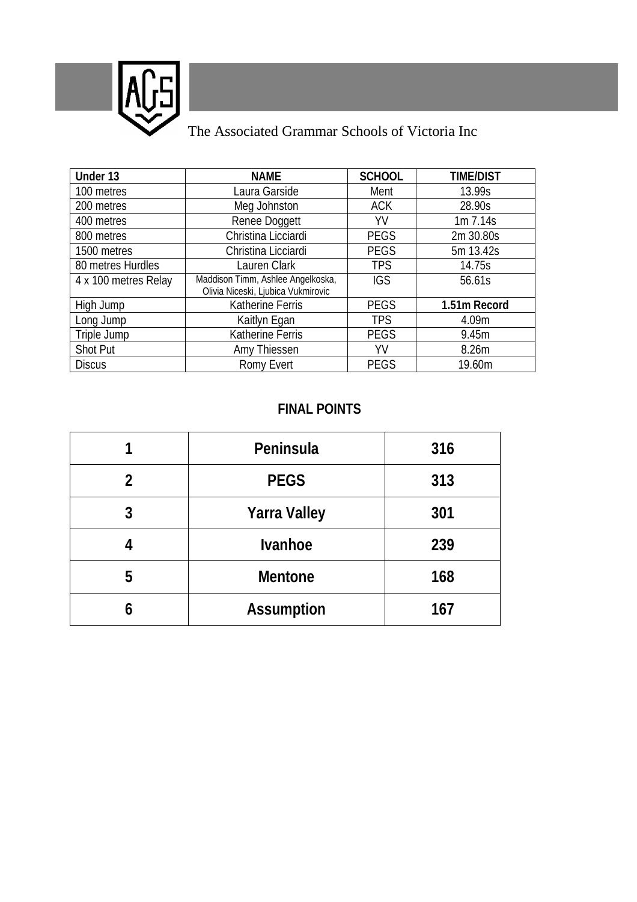The Associated Grammar Schools of Victoria Inc

| Under 13 | NAME | SCHOOL | TIME/DIST |
|---|---|---|---|
| 100 metres | Laura Garside | Ment | 13.99s |
| 200 metres | Meg Johnston | ACK | 28.90s |
| 400 metres | Renee Doggett | YV | 1m 7.14s |
| 800 metres | Christina Licciardi | PEGS | 2m 30.80s |
| 1500 metres | Christina Licciardi | PEGS | 5m 13.42s |
| 80 metres Hurdles | Lauren Clark | TPS | 14.75s |
| 4 x 100 metres Relay | Maddison Timm, Ashlee Angelkoska, Olivia Niceski, Ljubica Vukmirovic | IGS | 56.61s |
| High Jump | Katherine Ferris | PEGS | **1.51m Record** |
| Long Jump | Kaitlyn Egan | TPS | 4.09m |
| Triple Jump | Katherine Ferris | PEGS | 9.45m |
| Shot Put | Amy Thiessen | YV | 8.26m |
| Discus | Romy Evert | PEGS | 19.60m |

**FINAL POINTS**

| | | |
|---|---|---|
| **1** | **Peninsula** | **316** |
| **2** | **PEGS** | **313** |
| **3** | **Yarra Valley** | **301** |
| **4** | **Ivanhoe** | **239** |
| **5** | **Mentone** | **168** |
| **6** | **Assumption** | **167** |